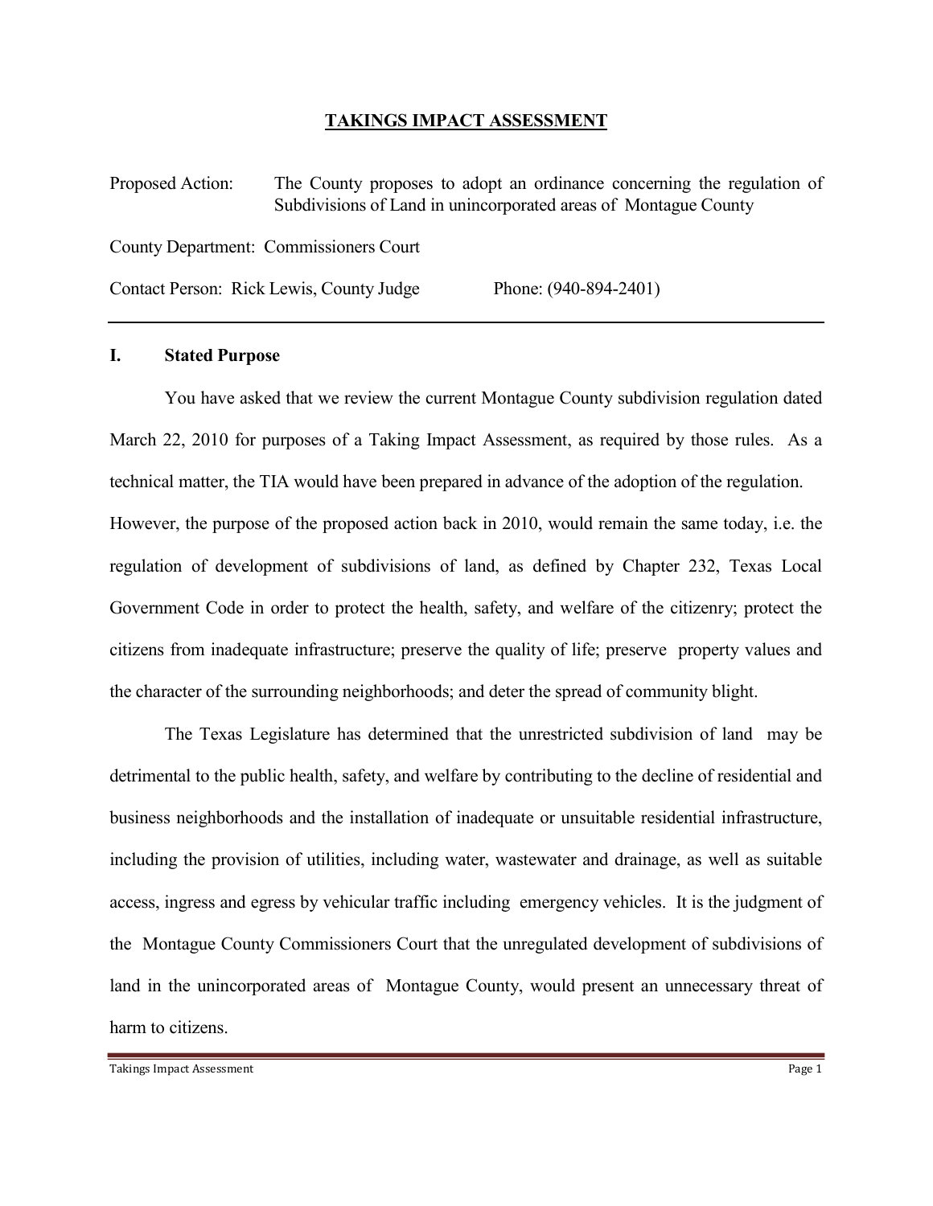# TAKINGS IMPACT ASSESSMENT

Proposed Action: The County proposes to adopt an ordinance concerning the regulation of Subdivisions of Land in unincorporated areas of Montague County

County Department: Commissioners Court

Contact Person: Rick Lewis, County Judge Phone: (940-894-2401)

---

## I. Stated Purpose

You have asked that we review the current Montague County subdivision regulation dated March 22, 2010 for purposes of a Taking Impact Assessment, as required by those rules. As a technical matter, the TIA would have been prepared in advance of the adoption of the regulation. However, the purpose of the proposed action back in 2010, would remain the same today, i.e. the regulation of development of subdivisions of land, as defined by Chapter 232, Texas Local Government Code in order to protect the health, safety, and welfare of the citizenry; protect the citizens from inadequate infrastructure; preserve the quality of life; preserve property values and the character of the surrounding neighborhoods; and deter the spread of community blight.

The Texas Legislature has determined that the unrestricted subdivision of land may be detrimental to the public health, safety, and welfare by contributing to the decline of residential and business neighborhoods and the installation of inadequate or unsuitable residential infrastructure, including the provision of utilities, including water, wastewater and drainage, as well as suitable access, ingress and egress by vehicular traffic including emergency vehicles. It is the judgment of the Montague County Commissioners Court that the unregulated development of subdivisions of land in the unincorporated areas of Montague County, would present an unnecessary threat of harm to citizens.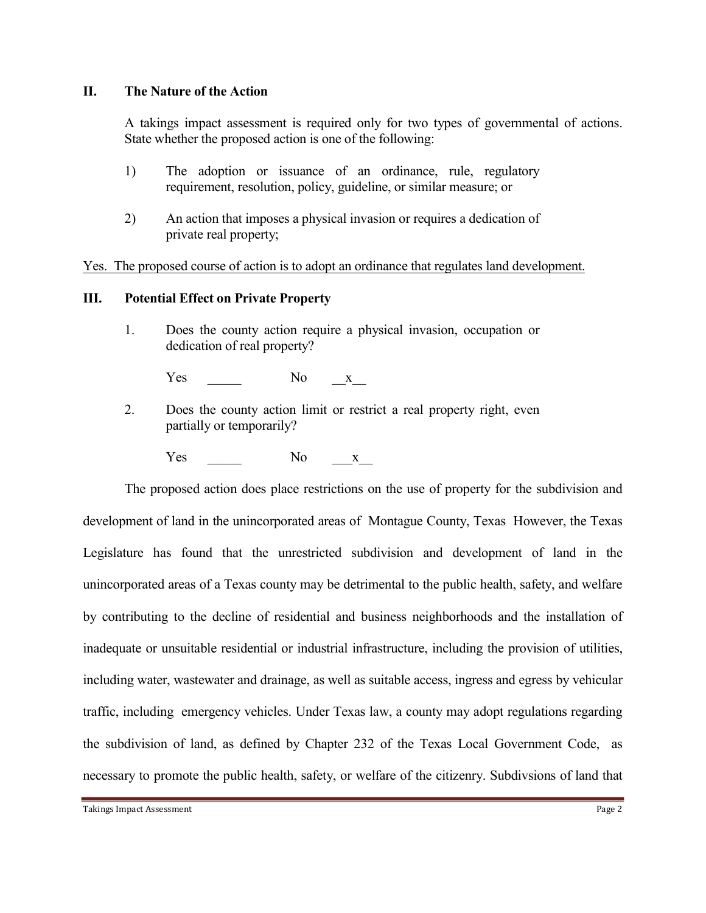## II. The Nature of the Action

A takings impact assessment is required only for two types of governmental of actions. State whether the proposed action is one of the following:

1) The adoption or issuance of an ordinance, rule, regulatory requirement, resolution, policy, guideline, or similar measure; or

2) An action that imposes a physical invasion or requires a dedication of private real property;

Yes. The proposed course of action is to adopt an ordinance that regulates land development.

## III. Potential Effect on Private Property

1. Does the county action require a physical invasion, occupation or dedication of real property?

   Yes _____ No __x__

2. Does the county action limit or restrict a real property right, even partially or temporarily?

   Yes _____ No ___x__

The proposed action does place restrictions on the use of property for the subdivision and development of land in the unincorporated areas of Montague County, Texas However, the Texas Legislature has found that the unrestricted subdivision and development of land in the unincorporated areas of a Texas county may be detrimental to the public health, safety, and welfare by contributing to the decline of residential and business neighborhoods and the installation of inadequate or unsuitable residential or industrial infrastructure, including the provision of utilities, including water, wastewater and drainage, as well as suitable access, ingress and egress by vehicular traffic, including emergency vehicles. Under Texas law, a county may adopt regulations regarding the subdivision of land, as defined by Chapter 232 of the Texas Local Government Code, as necessary to promote the public health, safety, or welfare of the citizenry. Subdivsions of land that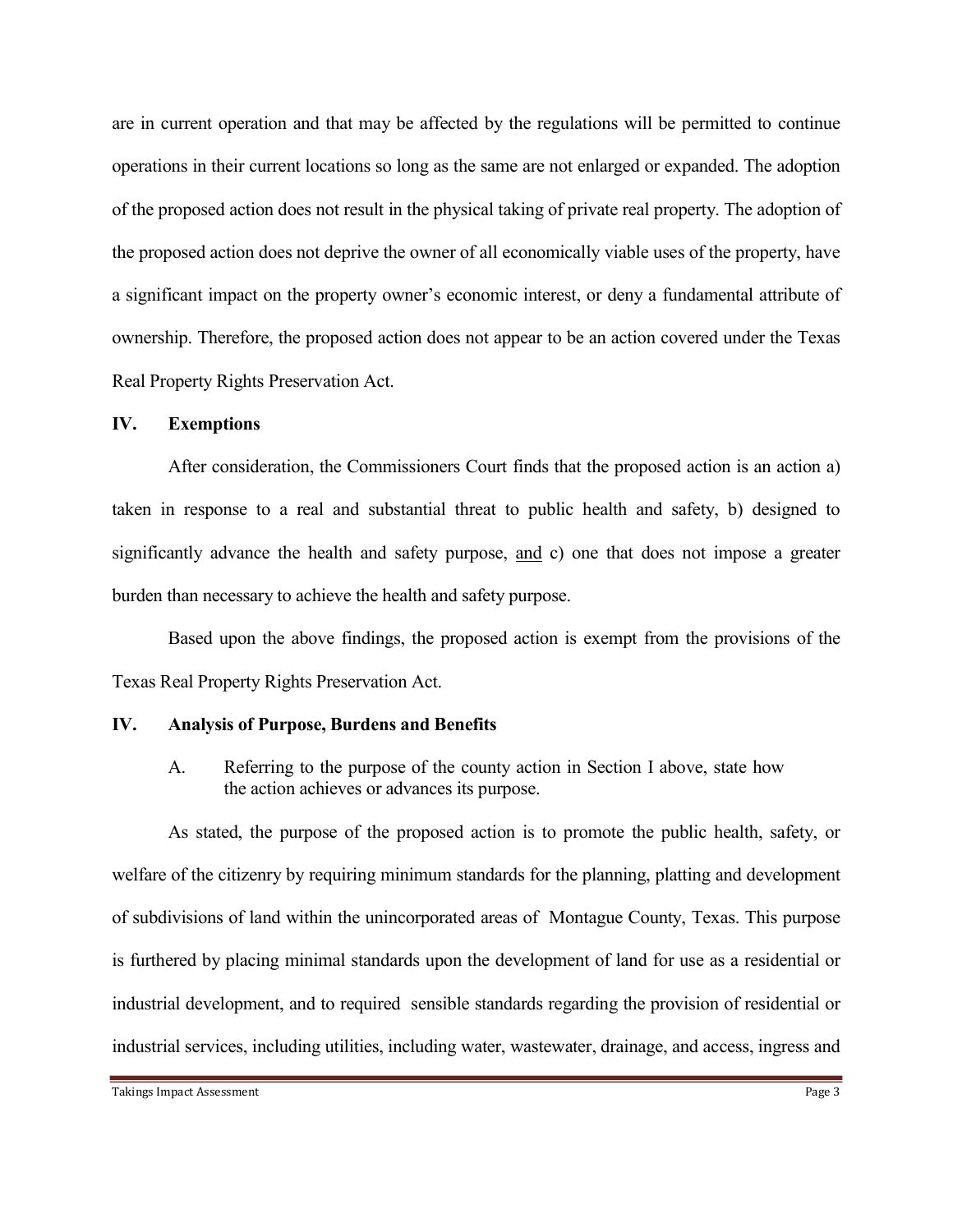are in current operation and that may be affected by the regulations will be permitted to continue operations in their current locations so long as the same are not enlarged or expanded. The adoption of the proposed action does not result in the physical taking of private real property. The adoption of the proposed action does not deprive the owner of all economically viable uses of the property, have a significant impact on the property owner's economic interest, or deny a fundamental attribute of ownership. Therefore, the proposed action does not appear to be an action covered under the Texas Real Property Rights Preservation Act.

## IV. Exemptions

After consideration, the Commissioners Court finds that the proposed action is an action a) taken in response to a real and substantial threat to public health and safety, b) designed to significantly advance the health and safety purpose, <u>and</u> c) one that does not impose a greater burden than necessary to achieve the health and safety purpose.

Based upon the above findings, the proposed action is exempt from the provisions of the Texas Real Property Rights Preservation Act.

## IV. Analysis of Purpose, Burdens and Benefits

A. Referring to the purpose of the county action in Section I above, state how the action achieves or advances its purpose.

As stated, the purpose of the proposed action is to promote the public health, safety, or welfare of the citizenry by requiring minimum standards for the planning, platting and development of subdivisions of land within the unincorporated areas of Montague County, Texas. This purpose is furthered by placing minimal standards upon the development of land for use as a residential or industrial development, and to required sensible standards regarding the provision of residential or industrial services, including utilities, including water, wastewater, drainage, and access, ingress and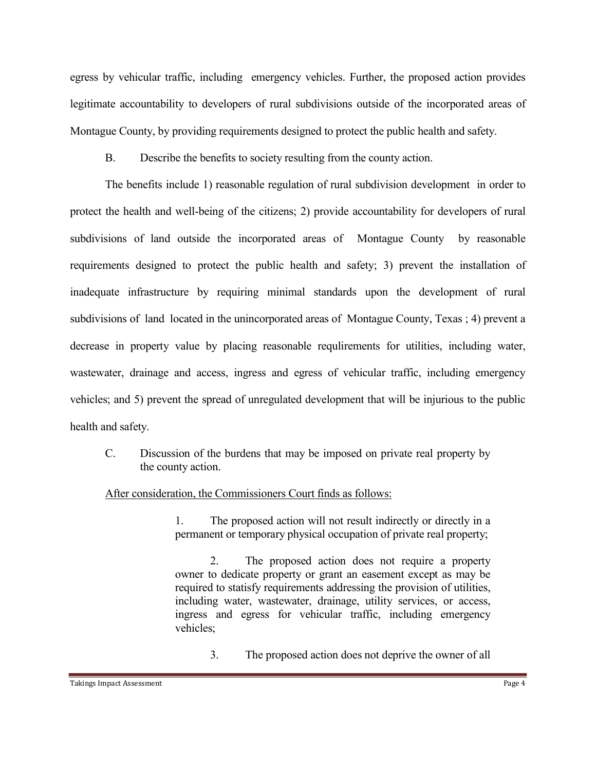egress by vehicular traffic, including emergency vehicles. Further, the proposed action provides legitimate accountability to developers of rural subdivisions outside of the incorporated areas of Montague County, by providing requirements designed to protect the public health and safety.

B. Describe the benefits to society resulting from the county action.

The benefits include 1) reasonable regulation of rural subdivision development in order to protect the health and well-being of the citizens; 2) provide accountability for developers of rural subdivisions of land outside the incorporated areas of Montague County by reasonable requirements designed to protect the public health and safety; 3) prevent the installation of inadequate infrastructure by requiring minimal standards upon the development of rural subdivisions of land located in the unincorporated areas of Montague County, Texas ; 4) prevent a decrease in property value by placing reasonable reqlulirements for utilities, including water, wastewater, drainage and access, ingress and egress of vehicular traffic, including emergency vehicles; and 5) prevent the spread of unregulated development that will be injurious to the public health and safety.

C. Discussion of the burdens that may be imposed on private real property by the county action.

After consideration, the Commissioners Court finds as follows:

1. The proposed action will not result indirectly or directly in a permanent or temporary physical occupation of private real property;

2. The proposed action does not require a property owner to dedicate property or grant an easement except as may be required to satisfy requirements addressing the provision of utilities, including water, wastewater, drainage, utility services, or access, ingress and egress for vehicular traffic, including emergency vehicles;

3. The proposed action does not deprive the owner of all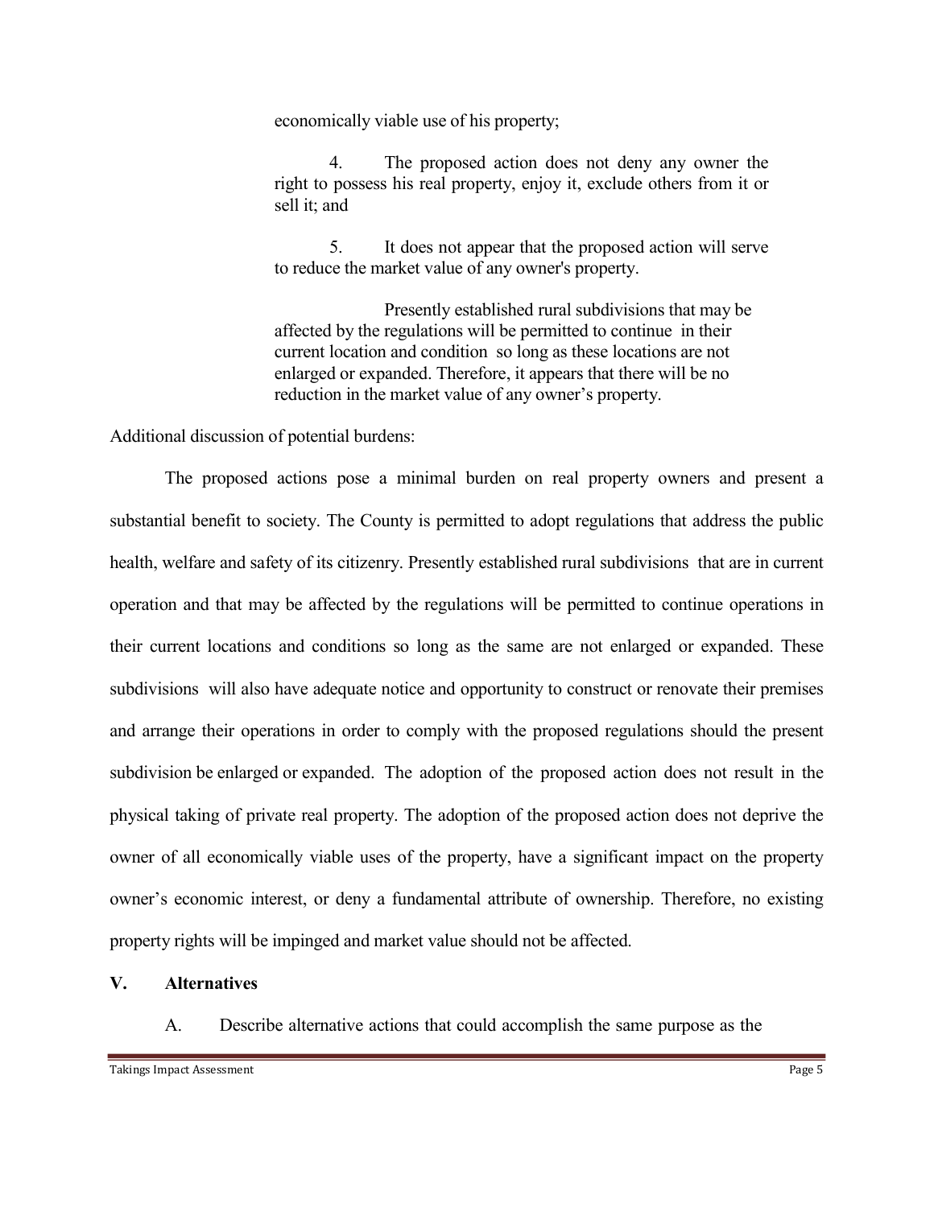economically viable use of his property;

4. The proposed action does not deny any owner the right to possess his real property, enjoy it, exclude others from it or sell it; and

5. It does not appear that the proposed action will serve to reduce the market value of any owner's property.

Presently established rural subdivisions that may be affected by the regulations will be permitted to continue in their current location and condition so long as these locations are not enlarged or expanded. Therefore, it appears that there will be no reduction in the market value of any owner's property.

Additional discussion of potential burdens:

The proposed actions pose a minimal burden on real property owners and present a substantial benefit to society. The County is permitted to adopt regulations that address the public health, welfare and safety of its citizenry. Presently established rural subdivisions that are in current operation and that may be affected by the regulations will be permitted to continue operations in their current locations and conditions so long as the same are not enlarged or expanded. These subdivisions will also have adequate notice and opportunity to construct or renovate their premises and arrange their operations in order to comply with the proposed regulations should the present subdivision be enlarged or expanded. The adoption of the proposed action does not result in the physical taking of private real property. The adoption of the proposed action does not deprive the owner of all economically viable uses of the property, have a significant impact on the property owner's economic interest, or deny a fundamental attribute of ownership. Therefore, no existing property rights will be impinged and market value should not be affected.

## V. Alternatives

A. Describe alternative actions that could accomplish the same purpose as the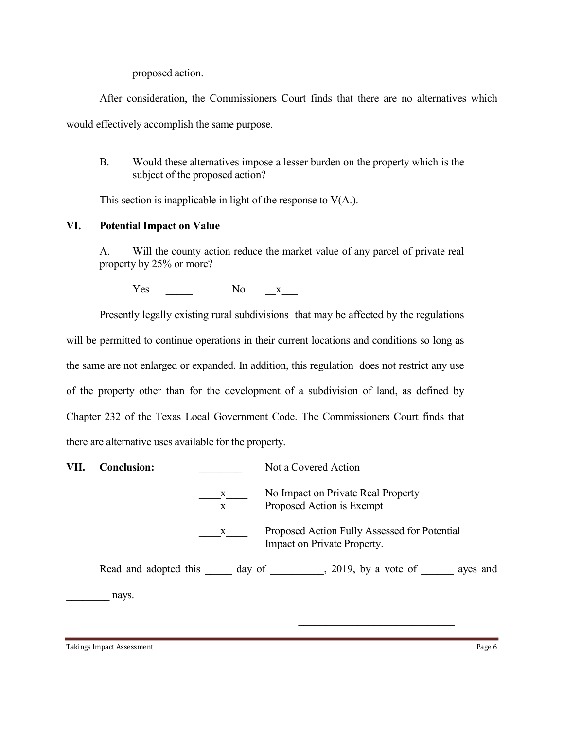proposed action.

After consideration, the Commissioners Court finds that there are no alternatives which would effectively accomplish the same purpose.

B. Would these alternatives impose a lesser burden on the property which is the subject of the proposed action?

This section is inapplicable in light of the response to V(A.).

## VI. Potential Impact on Value

A. Will the county action reduce the market value of any parcel of private real property by 25% or more?

Yes _____ No __x___

Presently legally existing rural subdivisions that may be affected by the regulations will be permitted to continue operations in their current locations and conditions so long as the same are not enlarged or expanded. In addition, this regulation does not restrict any use of the property other than for the development of a subdivision of land, as defined by Chapter 232 of the Texas Local Government Code. The Commissioners Court finds that there are alternative uses available for the property.

## VII. Conclusion:

________ Not a Covered Action

____x____ No Impact on Private Real Property
____x____ Proposed Action is Exempt

____x____ Proposed Action Fully Assessed for Potential Impact on Private Property.

Read and adopted this _____ day of __________, 2019, by a vote of ______ ayes and ________ nays.

______________________________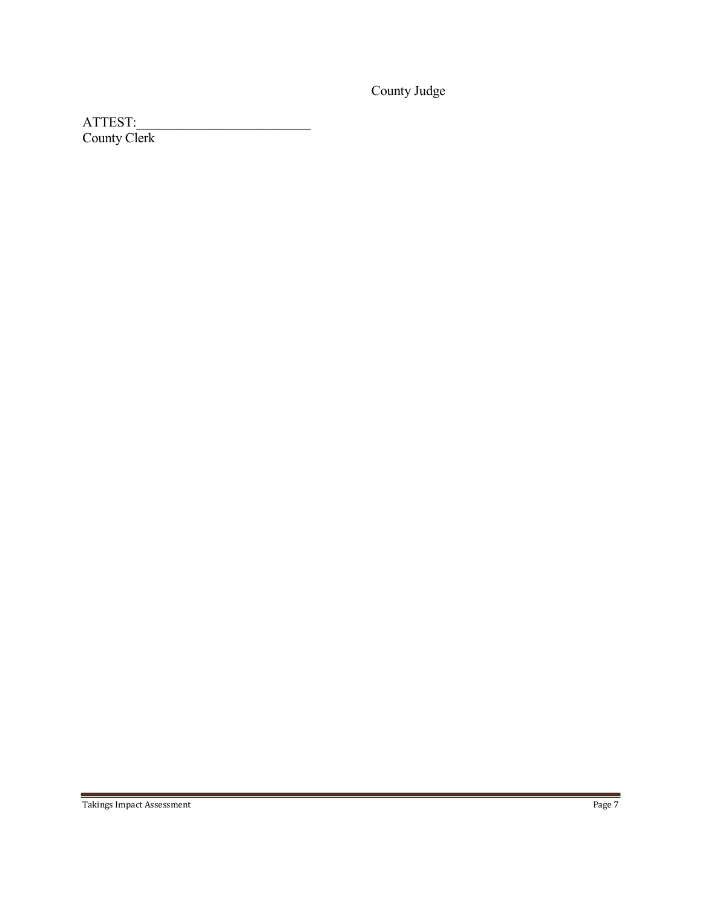County Judge

ATTEST:\_\_\_\_\_\_\_\_\_\_\_\_\_\_\_\_\_\_\_\_\_\_\_\_\_\_
County Clerk